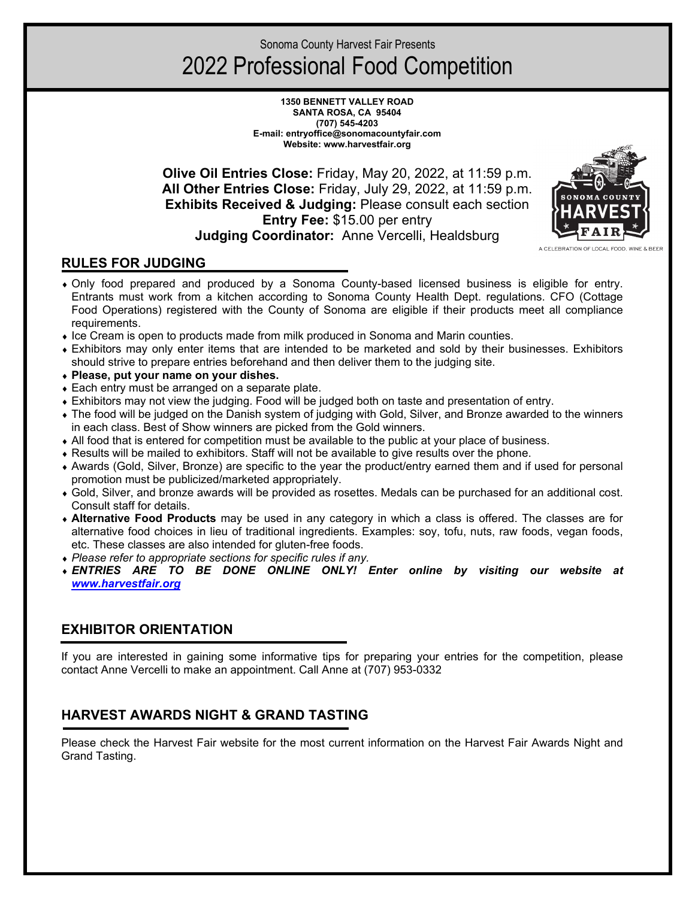Sonoma County Harvest Fair Presents

# 2022 Professional Food Competition

**1350 BENNETT VALLEY ROAD**
**SANTA ROSA, CA 95404**
**(707) 545-4203**
**E-mail: entryoffice@sonomacountyfair.com**
**Website: www.harvestfair.org**

**Olive Oil Entries Close:** Friday, May 20, 2022, at 11:59 p.m.
**All Other Entries Close:** Friday, July 29, 2022, at 11:59 p.m.
**Exhibits Received & Judging:** Please consult each section
**Entry Fee:** $15.00 per entry
**Judging Coordinator:** Anne Vercelli, Healdsburg

## RULES FOR JUDGING

- Only food prepared and produced by a Sonoma County-based licensed business is eligible for entry. Entrants must work from a kitchen according to Sonoma County Health Dept. regulations. CFO (Cottage Food Operations) registered with the County of Sonoma are eligible if their products meet all compliance requirements.
- Ice Cream is open to products made from milk produced in Sonoma and Marin counties.
- Exhibitors may only enter items that are intended to be marketed and sold by their businesses. Exhibitors should strive to prepare entries beforehand and then deliver them to the judging site.
- **Please, put your name on your dishes.**
- Each entry must be arranged on a separate plate.
- Exhibitors may not view the judging. Food will be judged both on taste and presentation of entry.
- The food will be judged on the Danish system of judging with Gold, Silver, and Bronze awarded to the winners in each class. Best of Show winners are picked from the Gold winners.
- All food that is entered for competition must be available to the public at your place of business.
- Results will be mailed to exhibitors. Staff will not be available to give results over the phone.
- Awards (Gold, Silver, Bronze) are specific to the year the product/entry earned them and if used for personal promotion must be publicized/marketed appropriately.
- Gold, Silver, and bronze awards will be provided as rosettes. Medals can be purchased for an additional cost. Consult staff for details.
- **Alternative Food Products** may be used in any category in which a class is offered. The classes are for alternative food choices in lieu of traditional ingredients. Examples: soy, tofu, nuts, raw foods, vegan foods, etc. These classes are also intended for gluten-free foods.
- *Please refer to appropriate sections for specific rules if any.*
- ***ENTRIES ARE TO BE DONE ONLINE ONLY! Enter online by visiting our website at [www.harvestfair.org](www.harvestfair.org)***

## EXHIBITOR ORIENTATION

If you are interested in gaining some informative tips for preparing your entries for the competition, please contact Anne Vercelli to make an appointment. Call Anne at (707) 953-0332

## HARVEST AWARDS NIGHT & GRAND TASTING

Please check the Harvest Fair website for the most current information on the Harvest Fair Awards Night and Grand Tasting.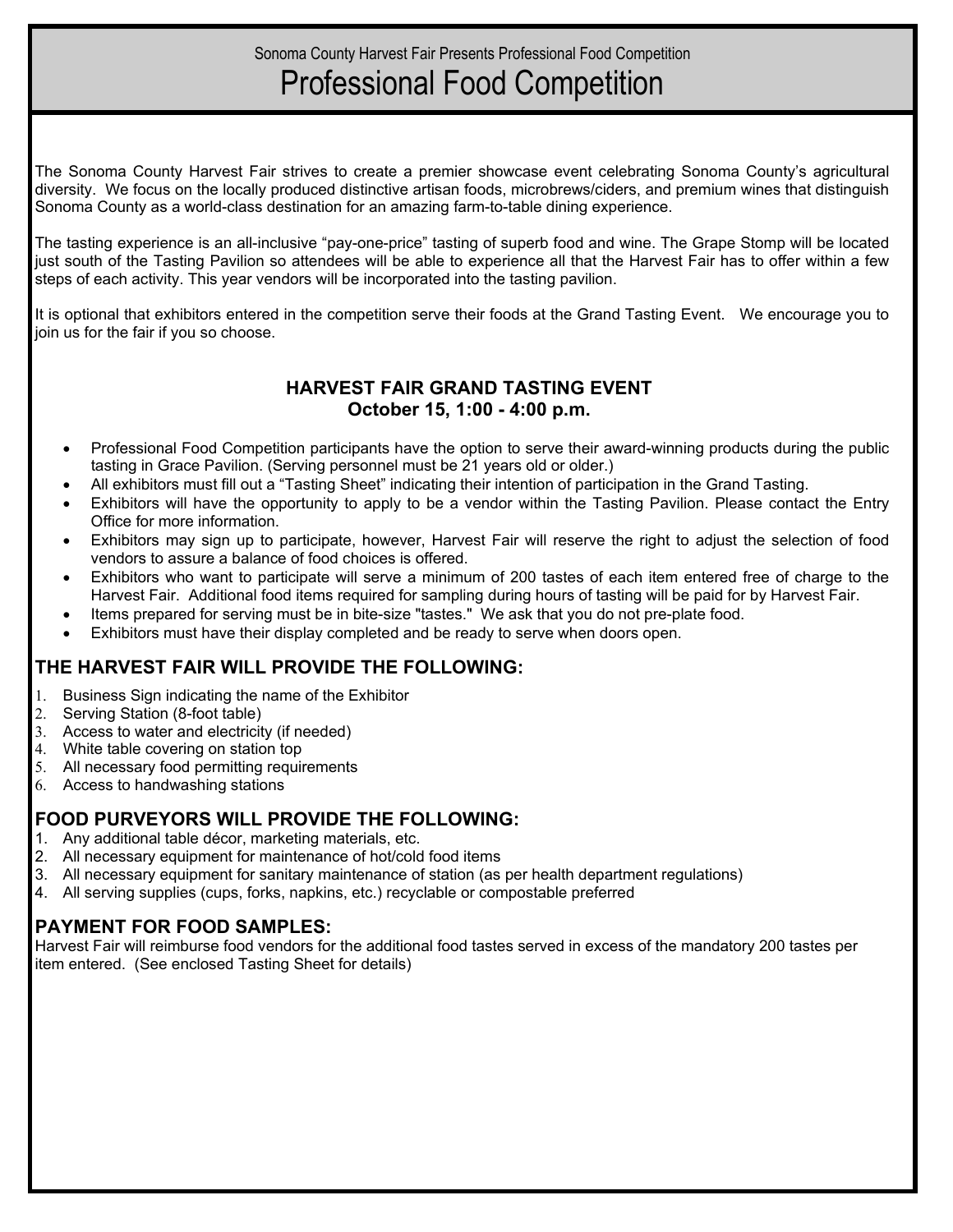Sonoma County Harvest Fair Presents Professional Food Competition

# Professional Food Competition

The Sonoma County Harvest Fair strives to create a premier showcase event celebrating Sonoma County's agricultural diversity. We focus on the locally produced distinctive artisan foods, microbrews/ciders, and premium wines that distinguish Sonoma County as a world-class destination for an amazing farm-to-table dining experience.

The tasting experience is an all-inclusive "pay-one-price" tasting of superb food and wine. The Grape Stomp will be located just south of the Tasting Pavilion so attendees will be able to experience all that the Harvest Fair has to offer within a few steps of each activity. This year vendors will be incorporated into the tasting pavilion.

It is optional that exhibitors entered in the competition serve their foods at the Grand Tasting Event. We encourage you to join us for the fair if you so choose.

## HARVEST FAIR GRAND TASTING EVENT
## October 15, 1:00 - 4:00 p.m.

- Professional Food Competition participants have the option to serve their award-winning products during the public tasting in Grace Pavilion. (Serving personnel must be 21 years old or older.)
- All exhibitors must fill out a "Tasting Sheet" indicating their intention of participation in the Grand Tasting.
- Exhibitors will have the opportunity to apply to be a vendor within the Tasting Pavilion. Please contact the Entry Office for more information.
- Exhibitors may sign up to participate, however, Harvest Fair will reserve the right to adjust the selection of food vendors to assure a balance of food choices is offered.
- Exhibitors who want to participate will serve a minimum of 200 tastes of each item entered free of charge to the Harvest Fair. Additional food items required for sampling during hours of tasting will be paid for by Harvest Fair.
- Items prepared for serving must be in bite-size "tastes." We ask that you do not pre-plate food.
- Exhibitors must have their display completed and be ready to serve when doors open.

## THE HARVEST FAIR WILL PROVIDE THE FOLLOWING:

1. Business Sign indicating the name of the Exhibitor
2. Serving Station (8-foot table)
3. Access to water and electricity (if needed)
4. White table covering on station top
5. All necessary food permitting requirements
6. Access to handwashing stations

## FOOD PURVEYORS WILL PROVIDE THE FOLLOWING:

1. Any additional table décor, marketing materials, etc.
2. All necessary equipment for maintenance of hot/cold food items
3. All necessary equipment for sanitary maintenance of station (as per health department regulations)
4. All serving supplies (cups, forks, napkins, etc.) recyclable or compostable preferred

## PAYMENT FOR FOOD SAMPLES:

Harvest Fair will reimburse food vendors for the additional food tastes served in excess of the mandatory 200 tastes per item entered. (See enclosed Tasting Sheet for details)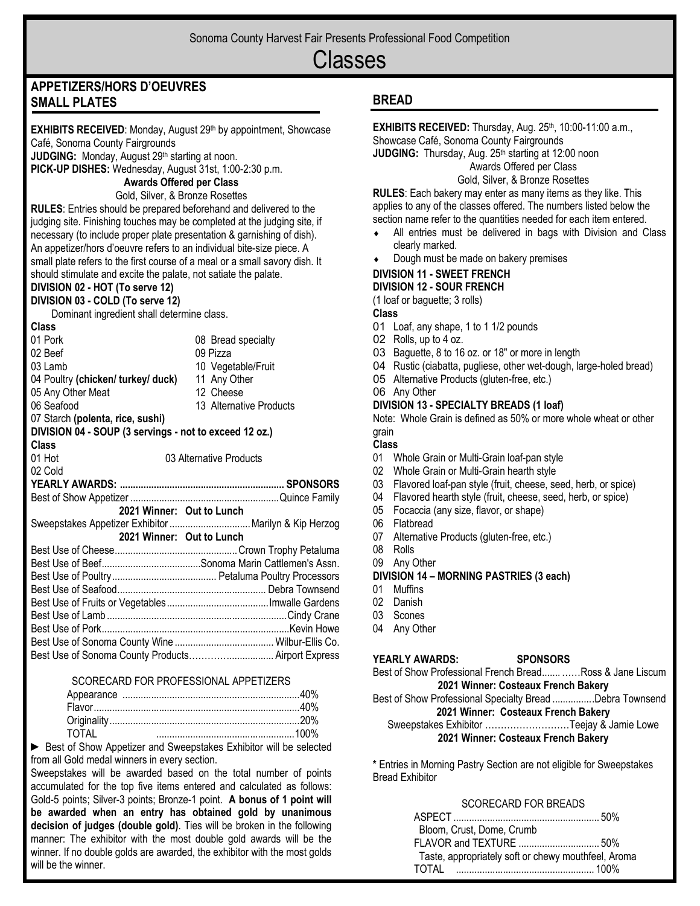Sonoma County Harvest Fair Presents Professional Food Competition

# Classes

## APPETIZERS/HORS D'OEUVRES SMALL PLATES

**EXHIBITS RECEIVED**: Monday, August 29th by appointment, Showcase Café, Sonoma County Fairgrounds
**JUDGING:** Monday, August 29th starting at noon.
**PICK-UP DISHES:** Wednesday, August 31st, 1:00-2:30 p.m.

**Awards Offered per Class**
Gold, Silver, & Bronze Rosettes

**RULES**: Entries should be prepared beforehand and delivered to the judging site. Finishing touches may be completed at the judging site, if necessary (to include proper plate presentation & garnishing of dish). An appetizer/hors d'oeuvre refers to an individual bite-size piece. A small plate refers to the first course of a meal or a small savory dish. It should stimulate and excite the palate, not satiate the palate.

**DIVISION 02 - HOT (To serve 12)**
**DIVISION 03 - COLD (To serve 12)**
Dominant ingredient shall determine class.

**Class**
01 Pork
02 Beef
03 Lamb
04 Poultry **(chicken/ turkey/ duck)**
05 Any Other Meat
06 Seafood
07 Starch **(polenta, rice, sushi)**
08 Bread specialty
09 Pizza
10 Vegetable/Fruit
11 Any Other
12 Cheese
13 Alternative Products

**DIVISION 04 - SOUP (3 servings - not to exceed 12 oz.)**

**Class**
01 Hot
02 Cold
03 Alternative Products

| **YEARLY AWARDS:** | **SPONSORS** |
|---|---|
| Best of Show Appetizer | Quince Family |
| **2021 Winner: Out to Lunch** | |
| Sweepstakes Appetizer Exhibitor | Marilyn & Kip Herzog |
| **2021 Winner: Out to Lunch** | |
| Best Use of Cheese | Crown Trophy Petaluma |
| Best Use of Beef | Sonoma Marin Cattlemen's Assn. |
| Best Use of Poultry | Petaluma Poultry Processors |
| Best Use of Seafood | Debra Townsend |
| Best Use of Fruits or Vegetables | Imwalle Gardens |
| Best Use of Lamb | Cindy Crane |
| Best Use of Pork | Kevin Howe |
| Best Use of Sonoma County Wine | Wilbur-Ellis Co. |
| Best Use of Sonoma County Products | Airport Express |

SCORECARD FOR PROFESSIONAL APPETIZERS

| | |
|---|---|
| Appearance | 40% |
| Flavor | 40% |
| Originality | 20% |
| TOTAL | 100% |

► Best of Show Appetizer and Sweepstakes Exhibitor will be selected from all Gold medal winners in every section.

Sweepstakes will be awarded based on the total number of points accumulated for the top five items entered and calculated as follows: Gold-5 points; Silver-3 points; Bronze-1 point. **A bonus of 1 point will be awarded when an entry has obtained gold by unanimous decision of judges (double gold)**. Ties will be broken in the following manner: The exhibitor with the most double gold awards will be the winner. If no double golds are awarded, the exhibitor with the most golds will be the winner.

## BREAD

**EXHIBITS RECEIVED:** Thursday, Aug. 25th, 10:00-11:00 a.m., Showcase Café, Sonoma County Fairgrounds
**JUDGING:** Thursday, Aug. 25th starting at 12:00 noon

Awards Offered per Class
Gold, Silver, & Bronze Rosettes

**RULES**: Each bakery may enter as many items as they like. This applies to any of the classes offered. The numbers listed below the section name refer to the quantities needed for each item entered.

- All entries must be delivered in bags with Division and Class clearly marked.
- Dough must be made on bakery premises

**DIVISION 11 - SWEET FRENCH**
**DIVISION 12 - SOUR FRENCH**
(1 loaf or baguette; 3 rolls)

**Class**
01 Loaf, any shape, 1 to 1 1/2 pounds
02 Rolls, up to 4 oz.
03 Baguette, 8 to 16 oz. or 18" or more in length
04 Rustic (ciabatta, pugliese, other wet-dough, large-holed bread)
05 Alternative Products (gluten-free, etc.)
06 Any Other

**DIVISION 13 - SPECIALTY BREADS (1 loaf)**
Note: Whole Grain is defined as 50% or more whole wheat or other grain

**Class**
01 Whole Grain or Multi-Grain loaf-pan style
02 Whole Grain or Multi-Grain hearth style
03 Flavored loaf-pan style (fruit, cheese, seed, herb, or spice)
04 Flavored hearth style (fruit, cheese, seed, herb, or spice)
05 Focaccia (any size, flavor, or shape)
06 Flatbread
07 Alternative Products (gluten-free, etc.)
08 Rolls
09 Any Other

**DIVISION 14 – MORNING PASTRIES (3 each)**
01 Muffins
02 Danish
03 Scones
04 Any Other

| **YEARLY AWARDS:** | **SPONSORS** |
|---|---|
| Best of Show Professional French Bread | Ross & Jane Liscum |
| **2021 Winner: Costeaux French Bakery** | |
| Best of Show Professional Specialty Bread | Debra Townsend |
| **2021 Winner: Costeaux French Bakery** | |
| Sweepstakes Exhibitor | Teejay & Jamie Lowe |
| **2021 Winner: Costeaux French Bakery** | |

* Entries in Morning Pastry Section are not eligible for Sweepstakes Bread Exhibitor

SCORECARD FOR BREADS

| | |
|---|---|
| ASPECT | 50% |
| Bloom, Crust, Dome, Crumb | |
| FLAVOR and TEXTURE | 50% |
| Taste, appropriately soft or chewy mouthfeel, Aroma | |
| TOTAL | 100% |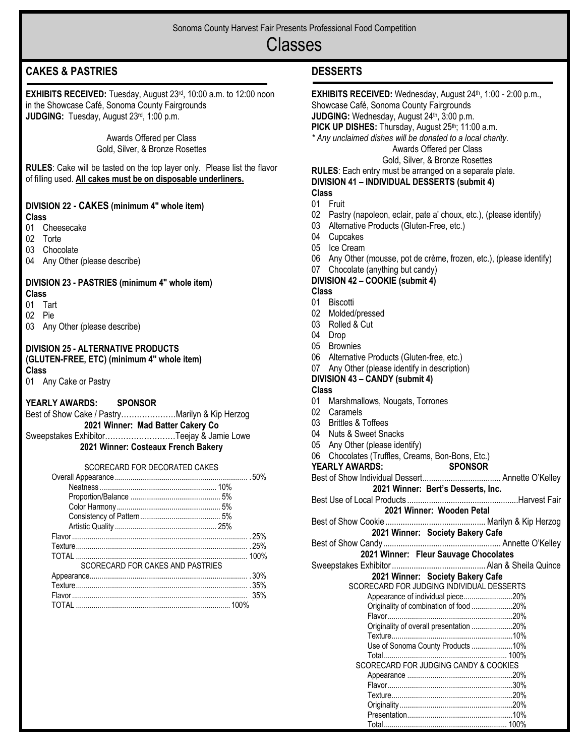Sonoma County Harvest Fair Presents Professional Food Competition

# Classes

## CAKES & PASTRIES

**EXHIBITS RECEIVED:** Tuesday, August 23rd, 10:00 a.m. to 12:00 noon in the Showcase Café, Sonoma County Fairgrounds
**JUDGING:** Tuesday, August 23rd, 1:00 p.m.

Awards Offered per Class
Gold, Silver, & Bronze Rosettes

**RULES**: Cake will be tasted on the top layer only. Please list the flavor of filling used. **All cakes must be on disposable underliners.**

### DIVISION 22 - CAKES (minimum 4" whole item)

**Class**
- 01 Cheesecake
- 02 Torte
- 03 Chocolate
- 04 Any Other (please describe)

### DIVISION 23 - PASTRIES (minimum 4" whole item)

**Class**
- 01 Tart
- 02 Pie
- 03 Any Other (please describe)

### DIVISION 25 - ALTERNATIVE PRODUCTS (GLUTEN-FREE, ETC) (minimum 4" whole item)

**Class**
- 01 Any Cake or Pastry

**YEARLY AWARDS: SPONSOR**

Best of Show Cake / Pastry…………………Marilyn & Kip Herzog
**2021 Winner: Mad Batter Cakery Co**

Sweepstakes Exhibitor………………………Teejay & Jamie Lowe
**2021 Winner: Costeaux French Bakery**

SCORECARD FOR DECORATED CAKES

| Criterion | | Weight |
|---|---|---|
| Overall Appearance | | 50% |
| Neatness | 10% | |
| Proportion/Balance | 5% | |
| Color Harmony | 5% | |
| Consistency of Pattern | 5% | |
| Artistic Quality | 25% | |
| Flavor | | 25% |
| Texture | | 25% |
| TOTAL | | 100% |

SCORECARD FOR CAKES AND PASTRIES

| Criterion | Weight |
|---|---|
| Appearance | 30% |
| Texture | 35% |
| Flavor | 35% |
| TOTAL | 100% |

## DESSERTS

**EXHIBITS RECEIVED:** Wednesday, August 24th, 1:00 - 2:00 p.m., Showcase Café, Sonoma County Fairgrounds
**JUDGING:** Wednesday, August 24th, 3:00 p.m.
**PICK UP DISHES:** Thursday, August 25th; 11:00 a.m.
*\* Any unclaimed dishes will be donated to a local charity.*

Awards Offered per Class
Gold, Silver, & Bronze Rosettes

**RULES**: Each entry must be arranged on a separate plate.

### DIVISION 41 – INDIVIDUAL DESSERTS (submit 4)

**Class**
- 01 Fruit
- 02 Pastry (napoleon, eclair, pate a' choux, etc.), (please identify)
- 03 Alternative Products (Gluten-Free, etc.)
- 04 Cupcakes
- 05 Ice Cream
- 06 Any Other (mousse, pot de crème, frozen, etc.), (please identify)
- 07 Chocolate (anything but candy)

### DIVISION 42 – COOKIE (submit 4)

**Class**
- 01 Biscotti
- 02 Molded/pressed
- 03 Rolled & Cut
- 04 Drop
- 05 Brownies
- 06 Alternative Products (Gluten-free, etc.)
- 07 Any Other (please identify in description)

### DIVISION 43 – CANDY (submit 4)

**Class**
- 01 Marshmallows, Nougats, Torrones
- 02 Caramels
- 03 Brittles & Toffees
- 04 Nuts & Sweet Snacks
- 05 Any Other (please identify)
- 06 Chocolates (Truffles, Creams, Bon-Bons, Etc.)

**YEARLY AWARDS: SPONSOR**

Best of Show Individual Dessert.................................... Annette O'Kelley
**2021 Winner: Bert's Desserts, Inc.**

Best Use of Local Products..................................................Harvest Fair
**2021 Winner: Wooden Petal**

Best of Show Cookie ............................................. Marilyn & Kip Herzog
**2021 Winner: Society Bakery Cafe**

Best of Show Candy..................................................... Annette O'Kelley
**2021 Winner: Fleur Sauvage Chocolates**

Sweepstakes Exhibitor.......................................... Alan & Sheila Quince
**2021 Winner: Society Bakery Cafe**

SCORECARD FOR JUDGING INDIVIDUAL DESSERTS

| Criterion | Weight |
|---|---|
| Appearance of individual piece | 20% |
| Originality of combination of food | 20% |
| Flavor | 20% |
| Originality of overall presentation | 20% |
| Texture | 10% |
| Use of Sonoma County Products | 10% |
| Total | 100% |

SCORECARD FOR JUDGING CANDY & COOKIES

| Criterion | Weight |
|---|---|
| Appearance | 20% |
| Flavor | 30% |
| Texture | 20% |
| Originality | 20% |
| Presentation | 10% |
| Total | 100% |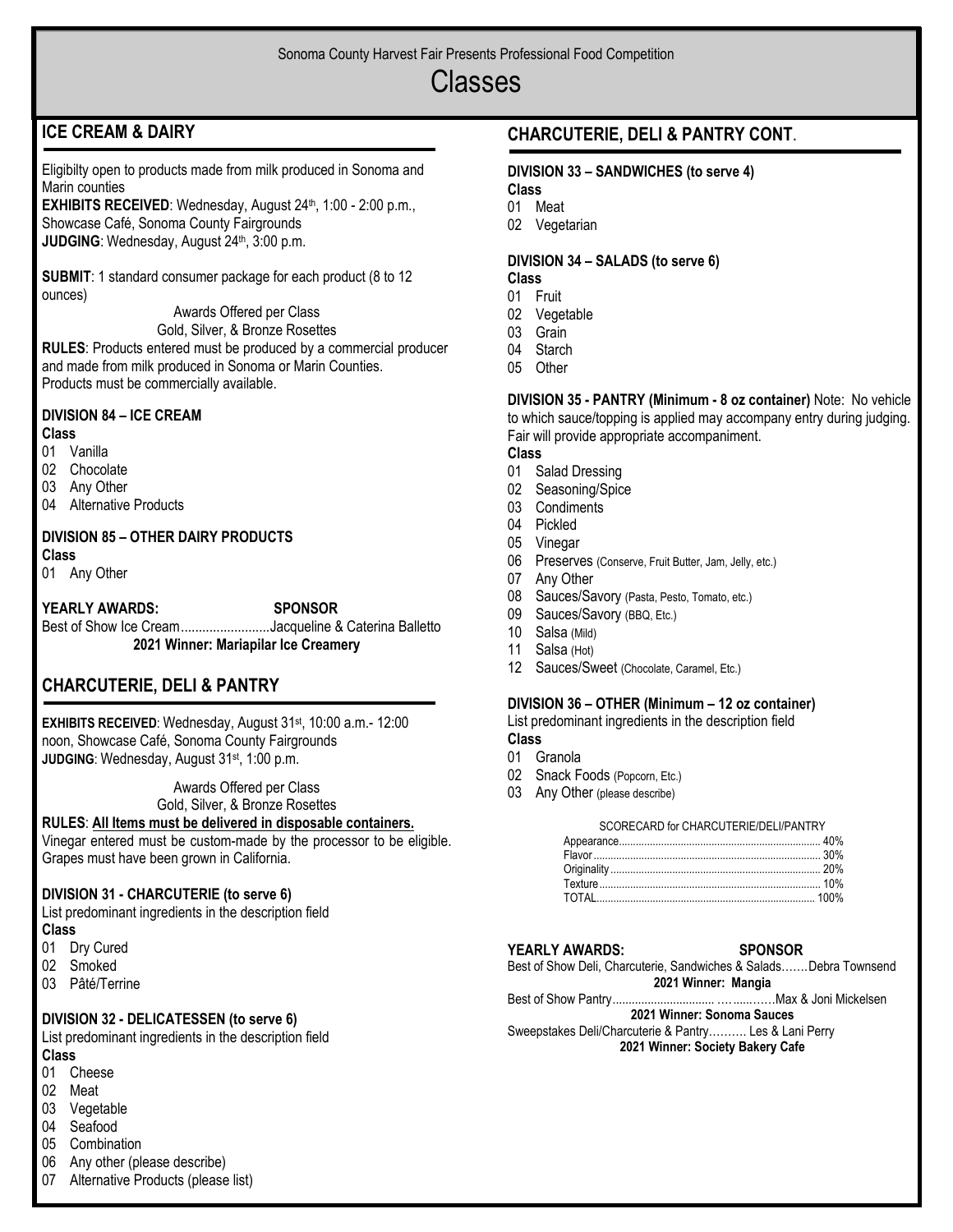Sonoma County Harvest Fair Presents Professional Food Competition

# Classes

## ICE CREAM & DAIRY

Eligibilty open to products made from milk produced in Sonoma and Marin counties

**EXHIBITS RECEIVED**: Wednesday, August 24th, 1:00 - 2:00 p.m., Showcase Café, Sonoma County Fairgrounds

**JUDGING**: Wednesday, August 24th, 3:00 p.m.

**SUBMIT**: 1 standard consumer package for each product (8 to 12 ounces)

Awards Offered per Class
Gold, Silver, & Bronze Rosettes

**RULES**: Products entered must be produced by a commercial producer and made from milk produced in Sonoma or Marin Counties. Products must be commercially available.

### DIVISION 84 – ICE CREAM

**Class**

01 Vanilla
02 Chocolate
03 Any Other
04 Alternative Products

### DIVISION 85 – OTHER DAIRY PRODUCTS

**Class**

01 Any Other

**YEARLY AWARDS: SPONSOR**

Best of Show Ice Cream..........................Jacqueline & Caterina Balletto

**2021 Winner: Mariapilar Ice Creamery**

## CHARCUTERIE, DELI & PANTRY

**EXHIBITS RECEIVED**: Wednesday, August 31st, 10:00 a.m.- 12:00 noon, Showcase Café, Sonoma County Fairgrounds

**JUDGING**: Wednesday, August 31st, 1:00 p.m.

Awards Offered per Class
Gold, Silver, & Bronze Rosettes

**RULES**: **All Items must be delivered in disposable containers.**

Vinegar entered must be custom-made by the processor to be eligible. Grapes must have been grown in California.

### DIVISION 31 - CHARCUTERIE (to serve 6)

List predominant ingredients in the description field

**Class**

01 Dry Cured
02 Smoked
03 Pâté/Terrine

### DIVISION 32 - DELICATESSEN (to serve 6)

List predominant ingredients in the description field

**Class**

01 Cheese
02 Meat
03 Vegetable
04 Seafood
05 Combination
06 Any other (please describe)
07 Alternative Products (please list)

## CHARCUTERIE, DELI & PANTRY CONT.

### DIVISION 33 – SANDWICHES (to serve 4)

**Class**

01 Meat
02 Vegetarian

### DIVISION 34 – SALADS (to serve 6)

**Class**

01 Fruit
02 Vegetable
03 Grain
04 Starch
05 Other

### DIVISION 35 - PANTRY (Minimum - 8 oz container)

Note: No vehicle to which sauce/topping is applied may accompany entry during judging. Fair will provide appropriate accompaniment.

**Class**

01 Salad Dressing
02 Seasoning/Spice
03 Condiments
04 Pickled
05 Vinegar
06 Preserves (Conserve, Fruit Butter, Jam, Jelly, etc.)
07 Any Other
08 Sauces/Savory (Pasta, Pesto, Tomato, etc.)
09 Sauces/Savory (BBQ, Etc.)
10 Salsa (Mild)
11 Salsa (Hot)
12 Sauces/Sweet (Chocolate, Caramel, Etc.)

### DIVISION 36 – OTHER (Minimum – 12 oz container)

List predominant ingredients in the description field

**Class**

01 Granola
02 Snack Foods (Popcorn, Etc.)
03 Any Other (please describe)

SCORECARD for CHARCUTERIE/DELI/PANTRY

| | |
|---|---|
| Appearance | 40% |
| Flavor | 30% |
| Originality | 20% |
| Texture | 10% |
| TOTAL | 100% |

**YEARLY AWARDS: SPONSOR**

Best of Show Deli, Charcuterie, Sandwiches & Salads…….Debra Townsend

**2021 Winner: Mangia**

Best of Show Pantry............................... ……......……Max & Joni Mickelsen

**2021 Winner: Sonoma Sauces**

Sweepstakes Deli/Charcuterie & Pantry………. Les & Lani Perry

**2021 Winner: Society Bakery Cafe**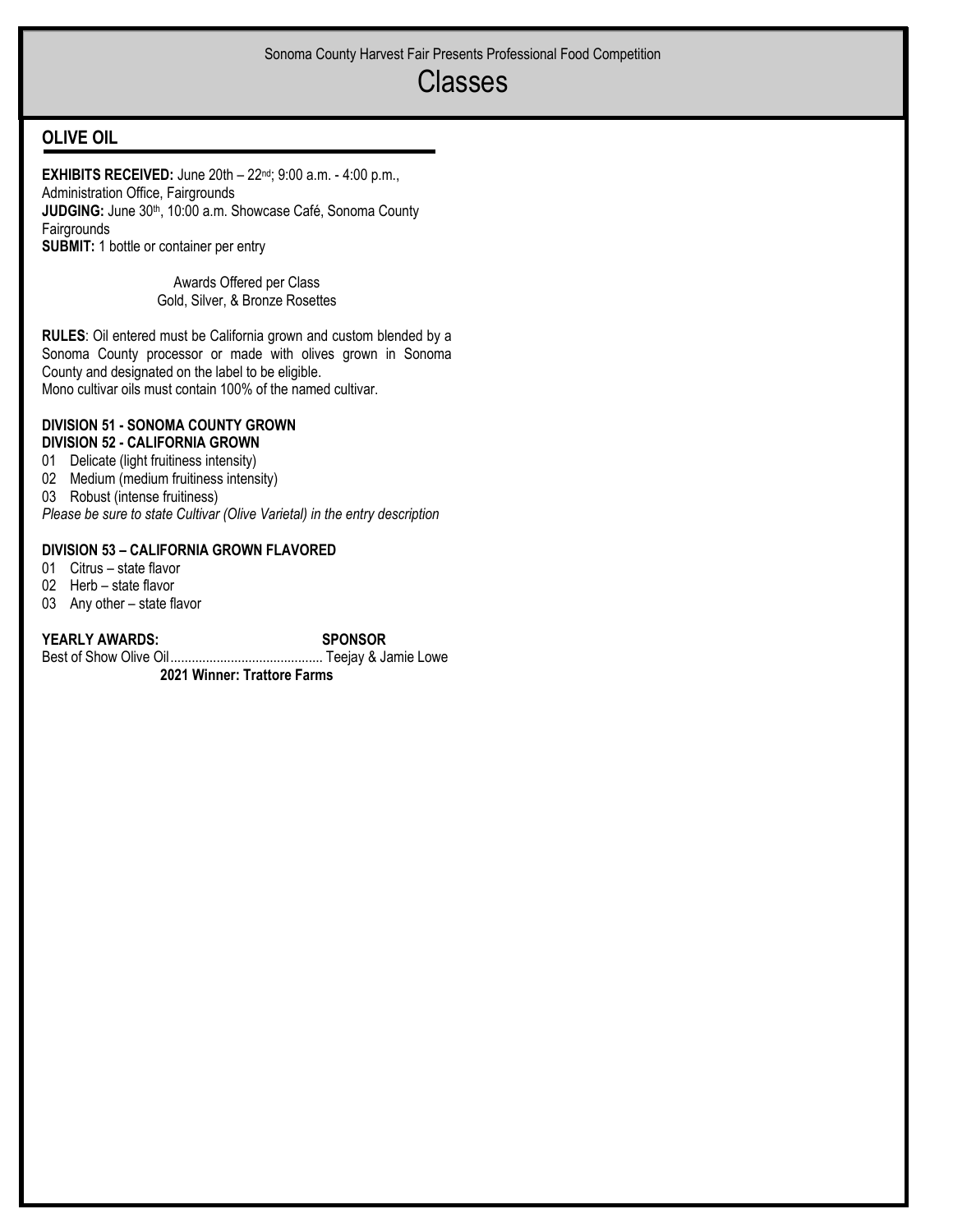Sonoma County Harvest Fair Presents Professional Food Competition

# Classes

## OLIVE OIL

**EXHIBITS RECEIVED:** June 20th – 22nd; 9:00 a.m. - 4:00 p.m., Administration Office, Fairgrounds
**JUDGING:** June 30th, 10:00 a.m. Showcase Café, Sonoma County Fairgrounds
**SUBMIT:** 1 bottle or container per entry

Awards Offered per Class
Gold, Silver, & Bronze Rosettes

**RULES**: Oil entered must be California grown and custom blended by a Sonoma County processor or made with olives grown in Sonoma County and designated on the label to be eligible.
Mono cultivar oils must contain 100% of the named cultivar.

**DIVISION 51 - SONOMA COUNTY GROWN**
**DIVISION 52 - CALIFORNIA GROWN**

01 Delicate (light fruitiness intensity)
02 Medium (medium fruitiness intensity)
03 Robust (intense fruitiness)

*Please be sure to state Cultivar (Olive Varietal) in the entry description*

**DIVISION 53 – CALIFORNIA GROWN FLAVORED**

01 Citrus – state flavor
02 Herb – state flavor
03 Any other – state flavor

**YEARLY AWARDS:** **SPONSOR**
Best of Show Olive Oil.......................................... Teejay & Jamie Lowe
**2021 Winner: Trattore Farms**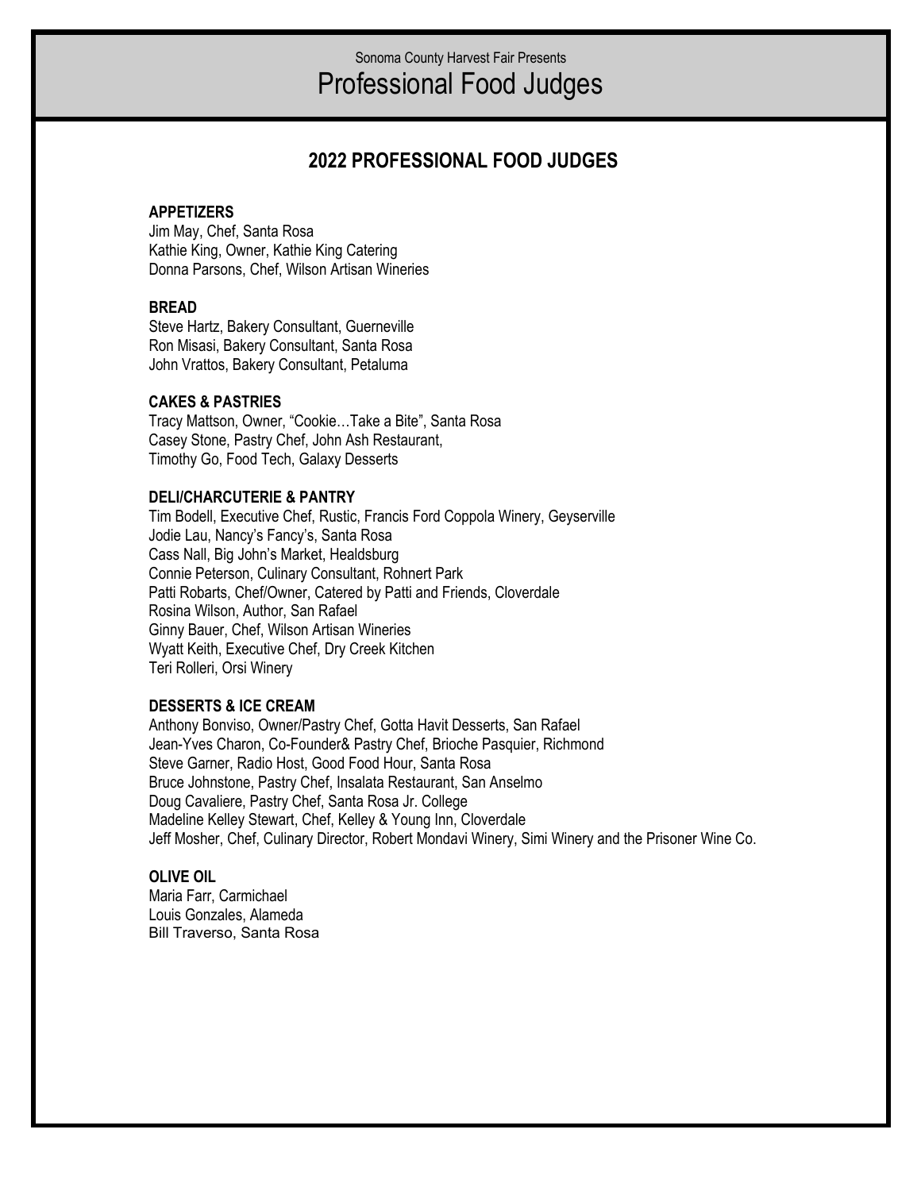Sonoma County Harvest Fair Presents

# Professional Food Judges

## 2022 PROFESSIONAL FOOD JUDGES

### APPETIZERS

Jim May, Chef, Santa Rosa
Kathie King, Owner, Kathie King Catering
Donna Parsons, Chef, Wilson Artisan Wineries

### BREAD

Steve Hartz, Bakery Consultant, Guerneville
Ron Misasi, Bakery Consultant, Santa Rosa
John Vrattos, Bakery Consultant, Petaluma

### CAKES & PASTRIES

Tracy Mattson, Owner, "Cookie…Take a Bite", Santa Rosa
Casey Stone, Pastry Chef, John Ash Restaurant,
Timothy Go, Food Tech, Galaxy Desserts

### DELI/CHARCUTERIE & PANTRY

Tim Bodell, Executive Chef, Rustic, Francis Ford Coppola Winery, Geyserville
Jodie Lau, Nancy's Fancy's, Santa Rosa
Cass Nall, Big John's Market, Healdsburg
Connie Peterson, Culinary Consultant, Rohnert Park
Patti Robarts, Chef/Owner, Catered by Patti and Friends, Cloverdale
Rosina Wilson, Author, San Rafael
Ginny Bauer, Chef, Wilson Artisan Wineries
Wyatt Keith, Executive Chef, Dry Creek Kitchen
Teri Rolleri, Orsi Winery

### DESSERTS & ICE CREAM

Anthony Bonviso, Owner/Pastry Chef, Gotta Havit Desserts, San Rafael
Jean-Yves Charon, Co-Founder& Pastry Chef, Brioche Pasquier, Richmond
Steve Garner, Radio Host, Good Food Hour, Santa Rosa
Bruce Johnstone, Pastry Chef, Insalata Restaurant, San Anselmo
Doug Cavaliere, Pastry Chef, Santa Rosa Jr. College
Madeline Kelley Stewart, Chef, Kelley & Young Inn, Cloverdale
Jeff Mosher, Chef, Culinary Director, Robert Mondavi Winery, Simi Winery and the Prisoner Wine Co.

### OLIVE OIL

Maria Farr, Carmichael
Louis Gonzales, Alameda
Bill Traverso, Santa Rosa